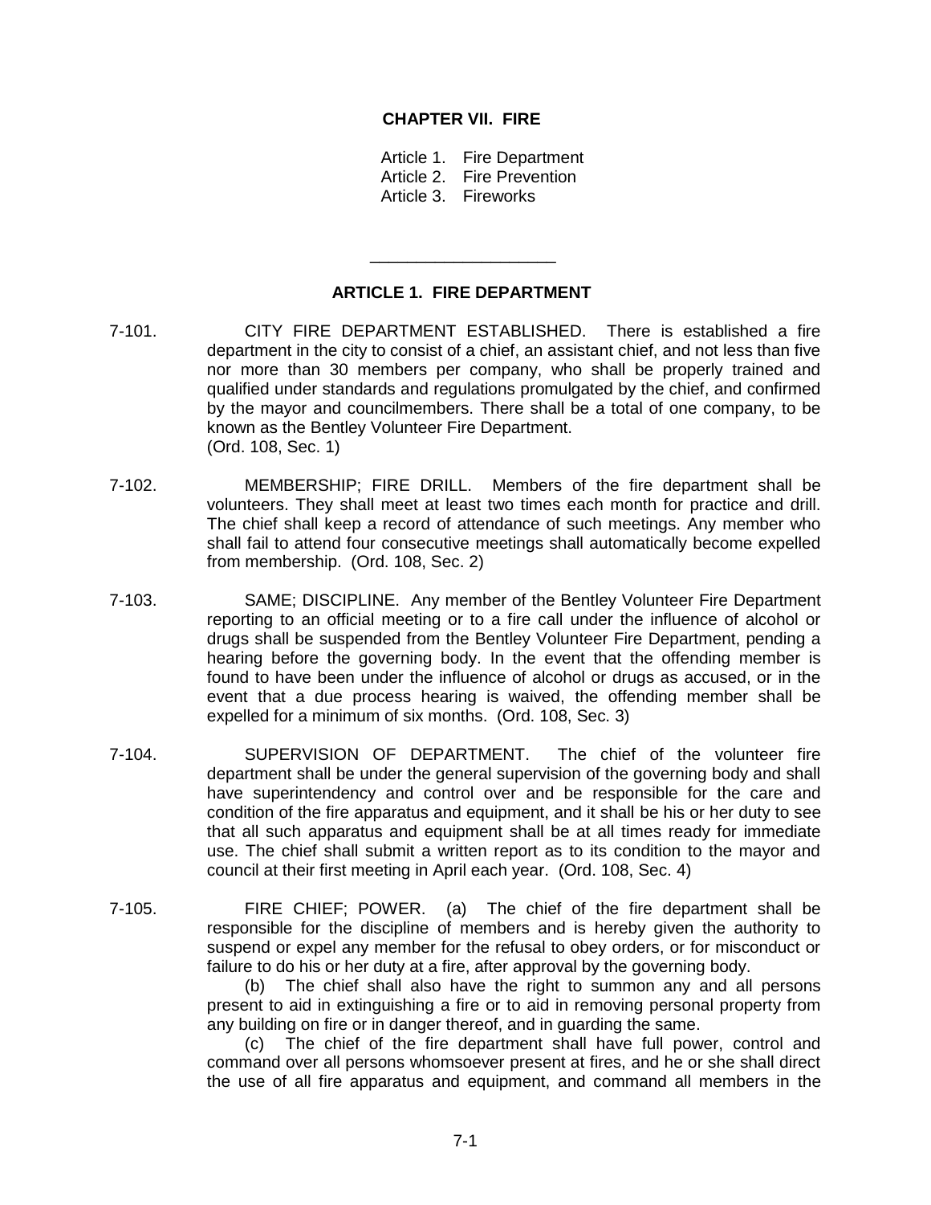# CHAPTER VII. FIRE

Article 1. Fire Department
Article 2. Fire Prevention
Article 3. Fireworks

---

## ARTICLE 1. FIRE DEPARTMENT

7-101. CITY FIRE DEPARTMENT ESTABLISHED. There is established a fire department in the city to consist of a chief, an assistant chief, and not less than five nor more than 30 members per company, who shall be properly trained and qualified under standards and regulations promulgated by the chief, and confirmed by the mayor and councilmembers. There shall be a total of one company, to be known as the Bentley Volunteer Fire Department.
(Ord. 108, Sec. 1)

7-102. MEMBERSHIP; FIRE DRILL. Members of the fire department shall be volunteers. They shall meet at least two times each month for practice and drill. The chief shall keep a record of attendance of such meetings. Any member who shall fail to attend four consecutive meetings shall automatically become expelled from membership. (Ord. 108, Sec. 2)

7-103. SAME; DISCIPLINE. Any member of the Bentley Volunteer Fire Department reporting to an official meeting or to a fire call under the influence of alcohol or drugs shall be suspended from the Bentley Volunteer Fire Department, pending a hearing before the governing body. In the event that the offending member is found to have been under the influence of alcohol or drugs as accused, or in the event that a due process hearing is waived, the offending member shall be expelled for a minimum of six months. (Ord. 108, Sec. 3)

7-104. SUPERVISION OF DEPARTMENT. The chief of the volunteer fire department shall be under the general supervision of the governing body and shall have superintendency and control over and be responsible for the care and condition of the fire apparatus and equipment, and it shall be his or her duty to see that all such apparatus and equipment shall be at all times ready for immediate use. The chief shall submit a written report as to its condition to the mayor and council at their first meeting in April each year. (Ord. 108, Sec. 4)

7-105. FIRE CHIEF; POWER. (a) The chief of the fire department shall be responsible for the discipline of members and is hereby given the authority to suspend or expel any member for the refusal to obey orders, or for misconduct or failure to do his or her duty at a fire, after approval by the governing body.

(b) The chief shall also have the right to summon any and all persons present to aid in extinguishing a fire or to aid in removing personal property from any building on fire or in danger thereof, and in guarding the same.

(c) The chief of the fire department shall have full power, control and command over all persons whomsoever present at fires, and he or she shall direct the use of all fire apparatus and equipment, and command all members in the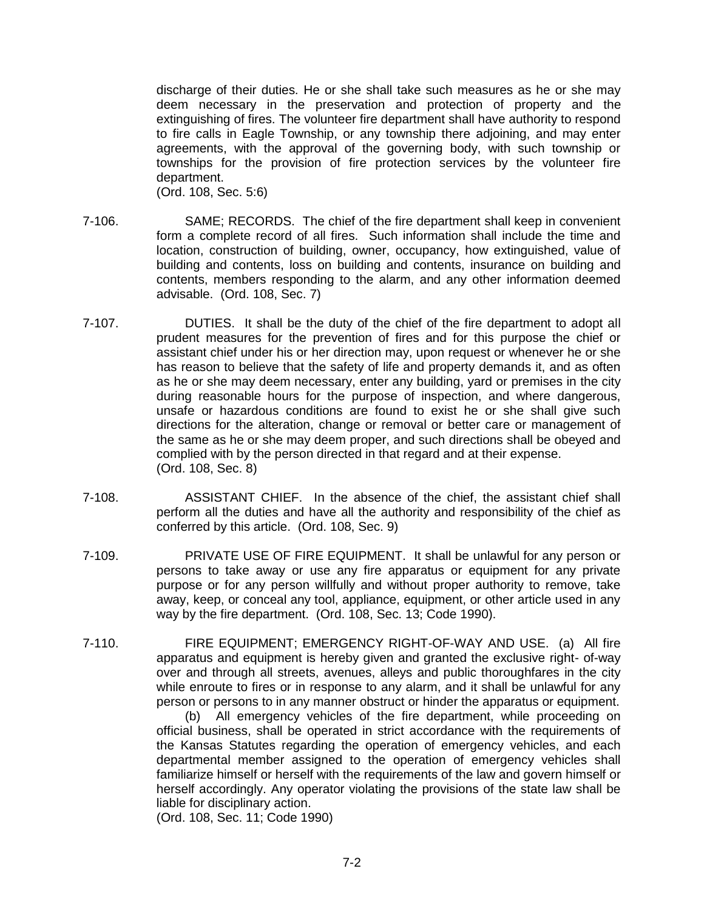discharge of their duties. He or she shall take such measures as he or she may deem necessary in the preservation and protection of property and the extinguishing of fires. The volunteer fire department shall have authority to respond to fire calls in Eagle Township, or any township there adjoining, and may enter agreements, with the approval of the governing body, with such township or townships for the provision of fire protection services by the volunteer fire department.
(Ord. 108, Sec. 5:6)

7-106. SAME; RECORDS. The chief of the fire department shall keep in convenient form a complete record of all fires. Such information shall include the time and location, construction of building, owner, occupancy, how extinguished, value of building and contents, loss on building and contents, insurance on building and contents, members responding to the alarm, and any other information deemed advisable. (Ord. 108, Sec. 7)

7-107. DUTIES. It shall be the duty of the chief of the fire department to adopt all prudent measures for the prevention of fires and for this purpose the chief or assistant chief under his or her direction may, upon request or whenever he or she has reason to believe that the safety of life and property demands it, and as often as he or she may deem necessary, enter any building, yard or premises in the city during reasonable hours for the purpose of inspection, and where dangerous, unsafe or hazardous conditions are found to exist he or she shall give such directions for the alteration, change or removal or better care or management of the same as he or she may deem proper, and such directions shall be obeyed and complied with by the person directed in that regard and at their expense.
(Ord. 108, Sec. 8)

7-108. ASSISTANT CHIEF. In the absence of the chief, the assistant chief shall perform all the duties and have all the authority and responsibility of the chief as conferred by this article. (Ord. 108, Sec. 9)

7-109. PRIVATE USE OF FIRE EQUIPMENT. It shall be unlawful for any person or persons to take away or use any fire apparatus or equipment for any private purpose or for any person willfully and without proper authority to remove, take away, keep, or conceal any tool, appliance, equipment, or other article used in any way by the fire department. (Ord. 108, Sec. 13; Code 1990).

7-110. FIRE EQUIPMENT; EMERGENCY RIGHT-OF-WAY AND USE. (a) All fire apparatus and equipment is hereby given and granted the exclusive right- of-way over and through all streets, avenues, alleys and public thoroughfares in the city while enroute to fires or in response to any alarm, and it shall be unlawful for any person or persons to in any manner obstruct or hinder the apparatus or equipment.

(b) All emergency vehicles of the fire department, while proceeding on official business, shall be operated in strict accordance with the requirements of the Kansas Statutes regarding the operation of emergency vehicles, and each departmental member assigned to the operation of emergency vehicles shall familiarize himself or herself with the requirements of the law and govern himself or herself accordingly. Any operator violating the provisions of the state law shall be liable for disciplinary action.
(Ord. 108, Sec. 11; Code 1990)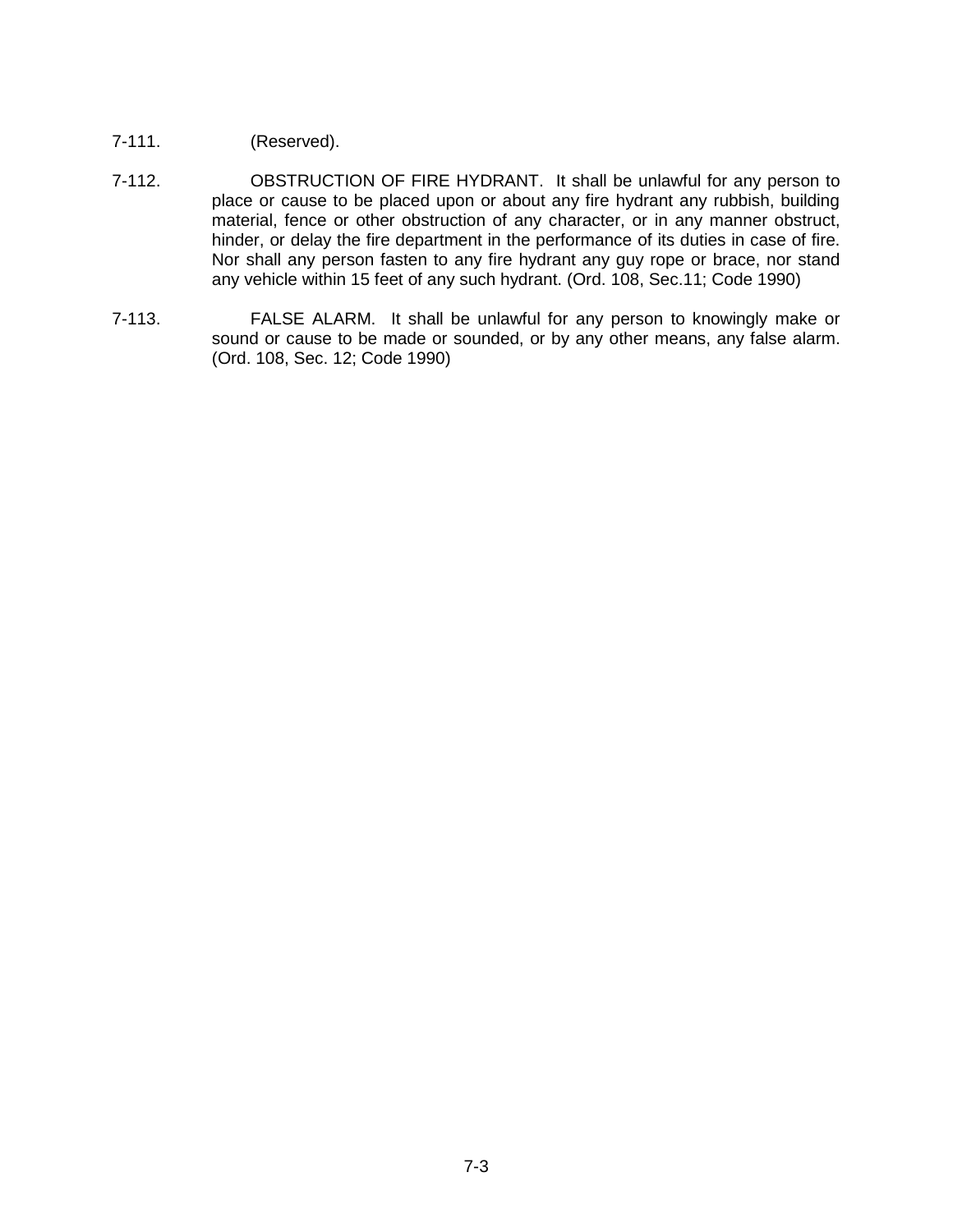7-111. (Reserved).

7-112. OBSTRUCTION OF FIRE HYDRANT. It shall be unlawful for any person to place or cause to be placed upon or about any fire hydrant any rubbish, building material, fence or other obstruction of any character, or in any manner obstruct, hinder, or delay the fire department in the performance of its duties in case of fire. Nor shall any person fasten to any fire hydrant any guy rope or brace, nor stand any vehicle within 15 feet of any such hydrant. (Ord. 108, Sec.11; Code 1990)

7-113. FALSE ALARM. It shall be unlawful for any person to knowingly make or sound or cause to be made or sounded, or by any other means, any false alarm. (Ord. 108, Sec. 12; Code 1990)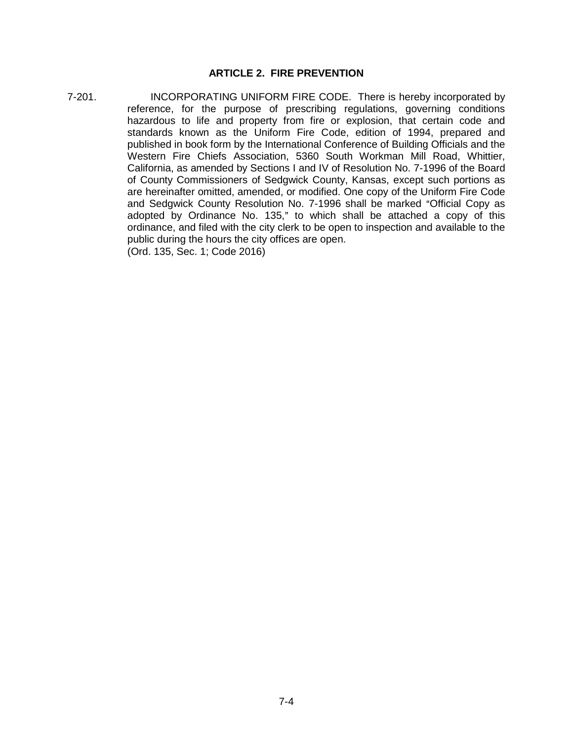## ARTICLE 2. FIRE PREVENTION

7-201. INCORPORATING UNIFORM FIRE CODE. There is hereby incorporated by reference, for the purpose of prescribing regulations, governing conditions hazardous to life and property from fire or explosion, that certain code and standards known as the Uniform Fire Code, edition of 1994, prepared and published in book form by the International Conference of Building Officials and the Western Fire Chiefs Association, 5360 South Workman Mill Road, Whittier, California, as amended by Sections I and IV of Resolution No. 7-1996 of the Board of County Commissioners of Sedgwick County, Kansas, except such portions as are hereinafter omitted, amended, or modified. One copy of the Uniform Fire Code and Sedgwick County Resolution No. 7-1996 shall be marked "Official Copy as adopted by Ordinance No. 135," to which shall be attached a copy of this ordinance, and filed with the city clerk to be open to inspection and available to the public during the hours the city offices are open.
(Ord. 135, Sec. 1; Code 2016)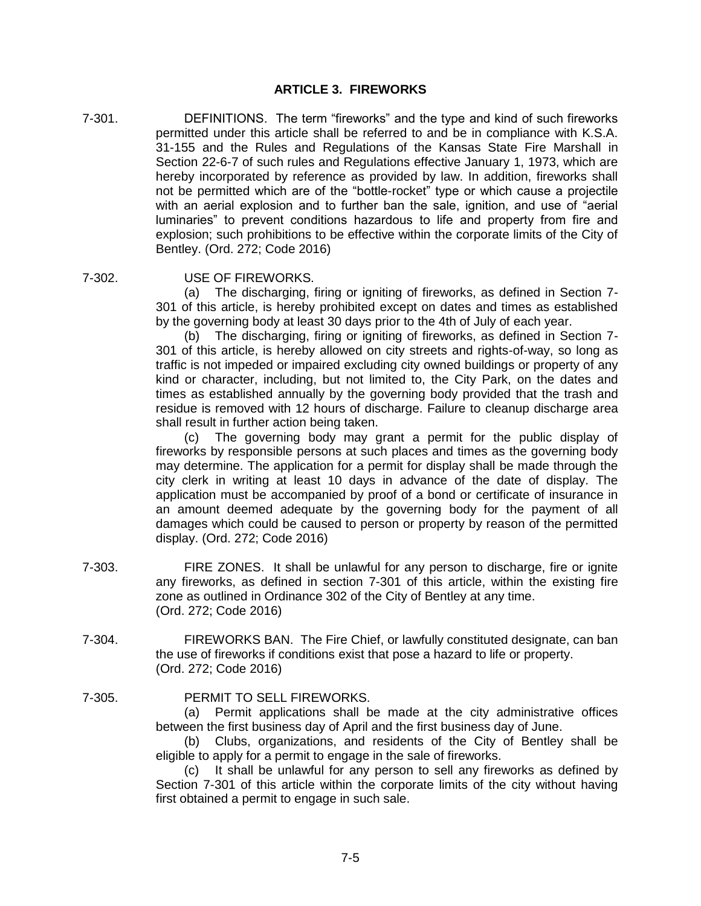## ARTICLE 3. FIREWORKS

7-301. DEFINITIONS. The term "fireworks" and the type and kind of such fireworks permitted under this article shall be referred to and be in compliance with K.S.A. 31-155 and the Rules and Regulations of the Kansas State Fire Marshall in Section 22-6-7 of such rules and Regulations effective January 1, 1973, which are hereby incorporated by reference as provided by law. In addition, fireworks shall not be permitted which are of the "bottle-rocket" type or which cause a projectile with an aerial explosion and to further ban the sale, ignition, and use of "aerial luminaries" to prevent conditions hazardous to life and property from fire and explosion; such prohibitions to be effective within the corporate limits of the City of Bentley. (Ord. 272; Code 2016)

7-302. USE OF FIREWORKS.

(a) The discharging, firing or igniting of fireworks, as defined in Section 7-301 of this article, is hereby prohibited except on dates and times as established by the governing body at least 30 days prior to the 4th of July of each year.

(b) The discharging, firing or igniting of fireworks, as defined in Section 7-301 of this article, is hereby allowed on city streets and rights-of-way, so long as traffic is not impeded or impaired excluding city owned buildings or property of any kind or character, including, but not limited to, the City Park, on the dates and times as established annually by the governing body provided that the trash and residue is removed with 12 hours of discharge. Failure to cleanup discharge area shall result in further action being taken.

(c) The governing body may grant a permit for the public display of fireworks by responsible persons at such places and times as the governing body may determine. The application for a permit for display shall be made through the city clerk in writing at least 10 days in advance of the date of display. The application must be accompanied by proof of a bond or certificate of insurance in an amount deemed adequate by the governing body for the payment of all damages which could be caused to person or property by reason of the permitted display. (Ord. 272; Code 2016)

7-303. FIRE ZONES. It shall be unlawful for any person to discharge, fire or ignite any fireworks, as defined in section 7-301 of this article, within the existing fire zone as outlined in Ordinance 302 of the City of Bentley at any time. (Ord. 272; Code 2016)

7-304. FIREWORKS BAN. The Fire Chief, or lawfully constituted designate, can ban the use of fireworks if conditions exist that pose a hazard to life or property. (Ord. 272; Code 2016)

7-305. PERMIT TO SELL FIREWORKS.

(a) Permit applications shall be made at the city administrative offices between the first business day of April and the first business day of June.

(b) Clubs, organizations, and residents of the City of Bentley shall be eligible to apply for a permit to engage in the sale of fireworks.

(c) It shall be unlawful for any person to sell any fireworks as defined by Section 7-301 of this article within the corporate limits of the city without having first obtained a permit to engage in such sale.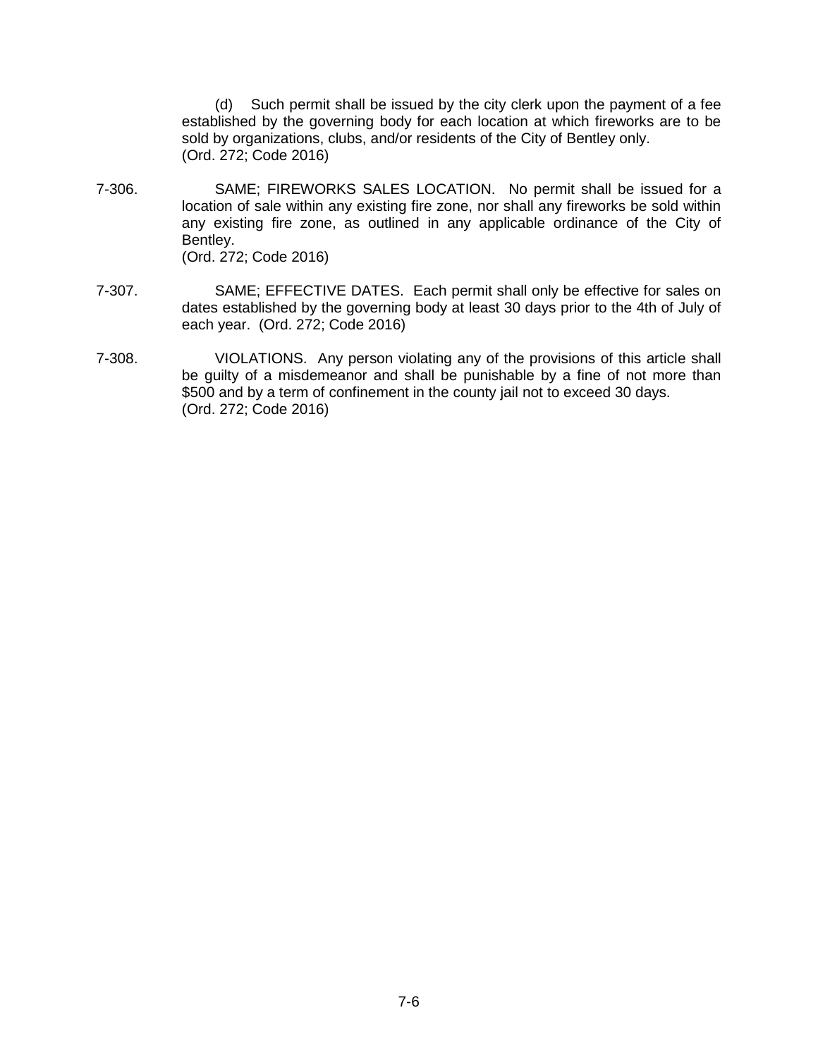(d) Such permit shall be issued by the city clerk upon the payment of a fee established by the governing body for each location at which fireworks are to be sold by organizations, clubs, and/or residents of the City of Bentley only.
(Ord. 272; Code 2016)

7-306. SAME; FIREWORKS SALES LOCATION. No permit shall be issued for a location of sale within any existing fire zone, nor shall any fireworks be sold within any existing fire zone, as outlined in any applicable ordinance of the City of Bentley.
(Ord. 272; Code 2016)

7-307. SAME; EFFECTIVE DATES. Each permit shall only be effective for sales on dates established by the governing body at least 30 days prior to the 4th of July of each year. (Ord. 272; Code 2016)

7-308. VIOLATIONS. Any person violating any of the provisions of this article shall be guilty of a misdemeanor and shall be punishable by a fine of not more than $500 and by a term of confinement in the county jail not to exceed 30 days.
(Ord. 272; Code 2016)